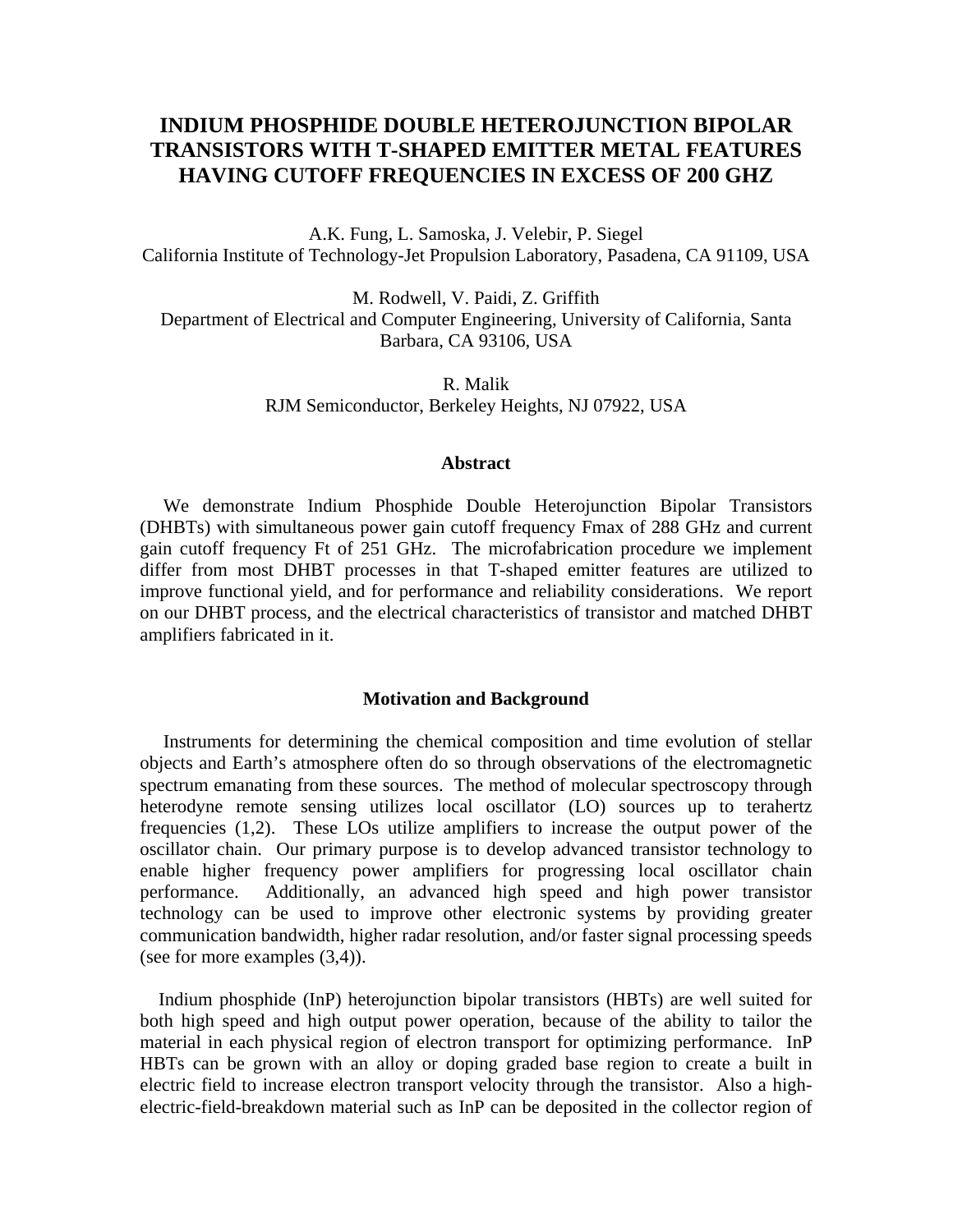# INDIUM PHOSPHIDE DOUBLE HETEROJUNCTION BIPOLAR TRANSISTORS WITH T-SHAPED EMITTER METAL FEATURES HAVING CUTOFF FREQUENCIES IN EXCESS OF 200 GHZ

A.K. Fung, L. Samoska, J. Velebir, P. Siegel
California Institute of Technology-Jet Propulsion Laboratory, Pasadena, CA 91109, USA

M. Rodwell, V. Paidi, Z. Griffith
Department of Electrical and Computer Engineering, University of California, Santa Barbara, CA 93106, USA

R. Malik
RJM Semiconductor, Berkeley Heights, NJ 07922, USA

## Abstract

We demonstrate Indium Phosphide Double Heterojunction Bipolar Transistors (DHBTs) with simultaneous power gain cutoff frequency Fmax of 288 GHz and current gain cutoff frequency Ft of 251 GHz. The microfabrication procedure we implement differ from most DHBT processes in that T-shaped emitter features are utilized to improve functional yield, and for performance and reliability considerations. We report on our DHBT process, and the electrical characteristics of transistor and matched DHBT amplifiers fabricated in it.

## Motivation and Background

Instruments for determining the chemical composition and time evolution of stellar objects and Earth's atmosphere often do so through observations of the electromagnetic spectrum emanating from these sources. The method of molecular spectroscopy through heterodyne remote sensing utilizes local oscillator (LO) sources up to terahertz frequencies (1,2). These LOs utilize amplifiers to increase the output power of the oscillator chain. Our primary purpose is to develop advanced transistor technology to enable higher frequency power amplifiers for progressing local oscillator chain performance. Additionally, an advanced high speed and high power transistor technology can be used to improve other electronic systems by providing greater communication bandwidth, higher radar resolution, and/or faster signal processing speeds (see for more examples (3,4)).

Indium phosphide (InP) heterojunction bipolar transistors (HBTs) are well suited for both high speed and high output power operation, because of the ability to tailor the material in each physical region of electron transport for optimizing performance. InP HBTs can be grown with an alloy or doping graded base region to create a built in electric field to increase electron transport velocity through the transistor. Also a high-electric-field-breakdown material such as InP can be deposited in the collector region of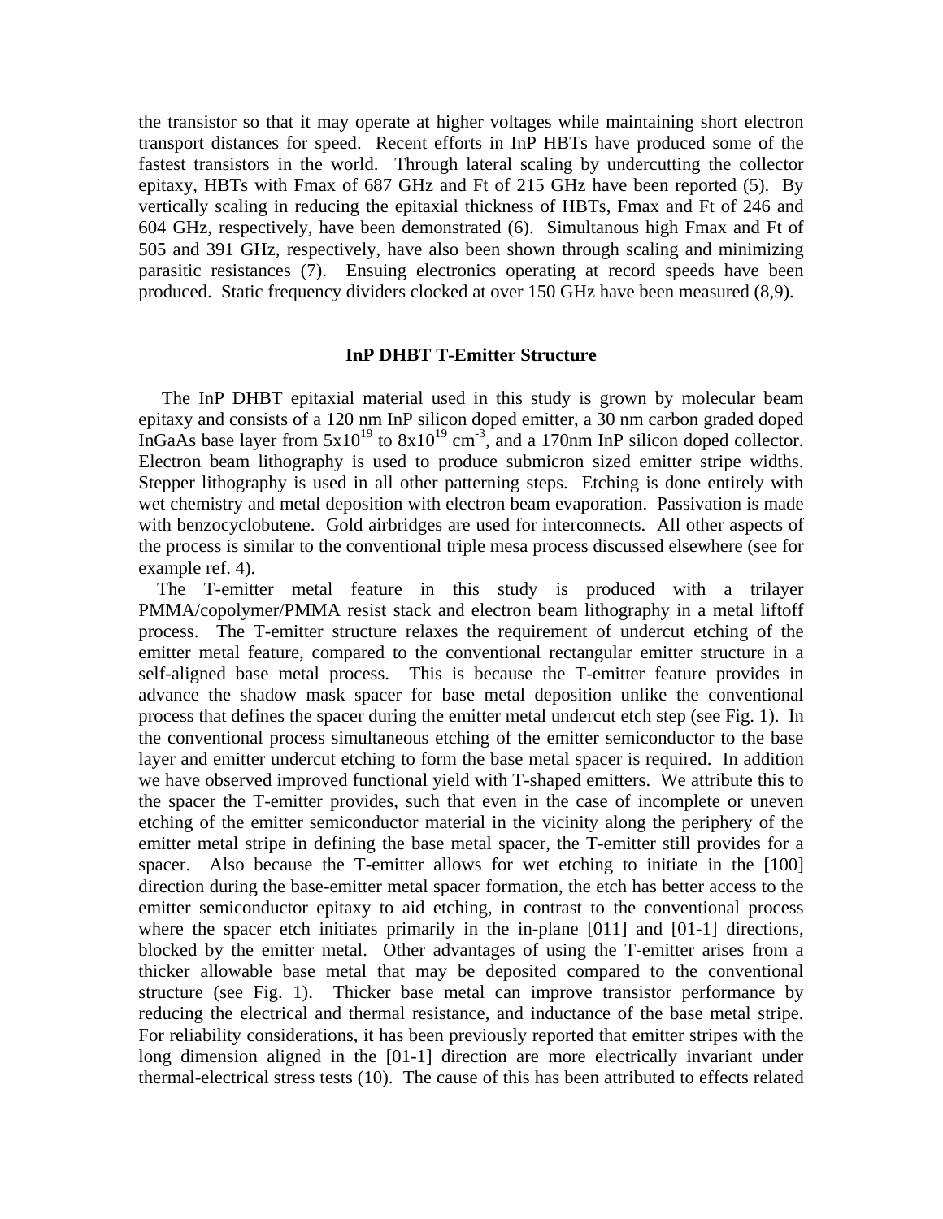the transistor so that it may operate at higher voltages while maintaining short electron transport distances for speed. Recent efforts in InP HBTs have produced some of the fastest transistors in the world. Through lateral scaling by undercutting the collector epitaxy, HBTs with Fmax of 687 GHz and Ft of 215 GHz have been reported (5). By vertically scaling in reducing the epitaxial thickness of HBTs, Fmax and Ft of 246 and 604 GHz, respectively, have been demonstrated (6). Simultanous high Fmax and Ft of 505 and 391 GHz, respectively, have also been shown through scaling and minimizing parasitic resistances (7). Ensuing electronics operating at record speeds have been produced. Static frequency dividers clocked at over 150 GHz have been measured (8,9).

## InP DHBT T-Emitter Structure

The InP DHBT epitaxial material used in this study is grown by molecular beam epitaxy and consists of a 120 nm InP silicon doped emitter, a 30 nm carbon graded doped InGaAs base layer from $5 \times 10^{19}$ to $8 \times 10^{19}$ cm$^{-3}$, and a 170nm InP silicon doped collector. Electron beam lithography is used to produce submicron sized emitter stripe widths. Stepper lithography is used in all other patterning steps. Etching is done entirely with wet chemistry and metal deposition with electron beam evaporation. Passivation is made with benzocyclobutene. Gold airbridges are used for interconnects. All other aspects of the process is similar to the conventional triple mesa process discussed elsewhere (see for example ref. 4).

The T-emitter metal feature in this study is produced with a trilayer PMMA/copolymer/PMMA resist stack and electron beam lithography in a metal liftoff process. The T-emitter structure relaxes the requirement of undercut etching of the emitter metal feature, compared to the conventional rectangular emitter structure in a self-aligned base metal process. This is because the T-emitter feature provides in advance the shadow mask spacer for base metal deposition unlike the conventional process that defines the spacer during the emitter metal undercut etch step (see Fig. 1). In the conventional process simultaneous etching of the emitter semiconductor to the base layer and emitter undercut etching to form the base metal spacer is required. In addition we have observed improved functional yield with T-shaped emitters. We attribute this to the spacer the T-emitter provides, such that even in the case of incomplete or uneven etching of the emitter semiconductor material in the vicinity along the periphery of the emitter metal stripe in defining the base metal spacer, the T-emitter still provides for a spacer. Also because the T-emitter allows for wet etching to initiate in the [100] direction during the base-emitter metal spacer formation, the etch has better access to the emitter semiconductor epitaxy to aid etching, in contrast to the conventional process where the spacer etch initiates primarily in the in-plane [011] and [01-1] directions, blocked by the emitter metal. Other advantages of using the T-emitter arises from a thicker allowable base metal that may be deposited compared to the conventional structure (see Fig. 1). Thicker base metal can improve transistor performance by reducing the electrical and thermal resistance, and inductance of the base metal stripe. For reliability considerations, it has been previously reported that emitter stripes with the long dimension aligned in the [01-1] direction are more electrically invariant under thermal-electrical stress tests (10). The cause of this has been attributed to effects related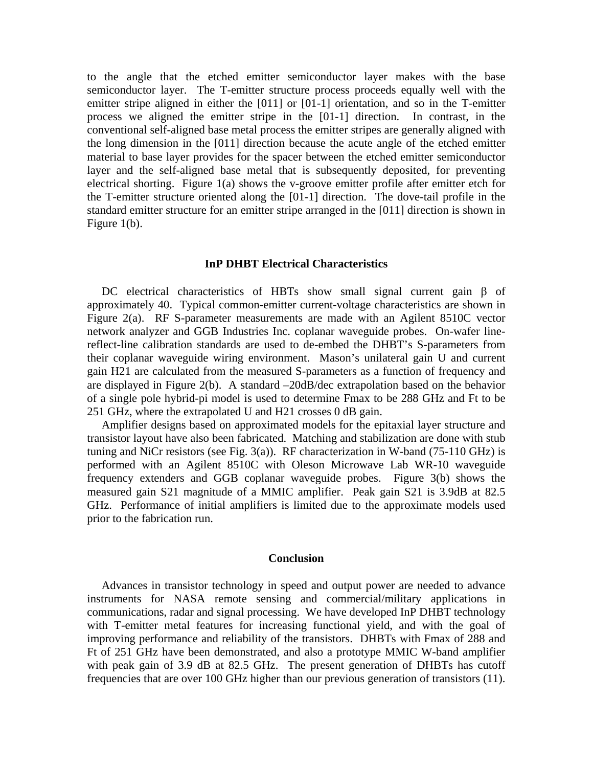to the angle that the etched emitter semiconductor layer makes with the base semiconductor layer. The T-emitter structure process proceeds equally well with the emitter stripe aligned in either the [011] or [01-1] orientation, and so in the T-emitter process we aligned the emitter stripe in the [01-1] direction. In contrast, in the conventional self-aligned base metal process the emitter stripes are generally aligned with the long dimension in the [011] direction because the acute angle of the etched emitter material to base layer provides for the spacer between the etched emitter semiconductor layer and the self-aligned base metal that is subsequently deposited, for preventing electrical shorting. Figure 1(a) shows the v-groove emitter profile after emitter etch for the T-emitter structure oriented along the [01-1] direction. The dove-tail profile in the standard emitter structure for an emitter stripe arranged in the [011] direction is shown in Figure 1(b).

## InP DHBT Electrical Characteristics

DC electrical characteristics of HBTs show small signal current gain $\beta$ of approximately 40. Typical common-emitter current-voltage characteristics are shown in Figure 2(a). RF S-parameter measurements are made with an Agilent 8510C vector network analyzer and GGB Industries Inc. coplanar waveguide probes. On-wafer line-reflect-line calibration standards are used to de-embed the DHBT's S-parameters from their coplanar waveguide wiring environment. Mason's unilateral gain U and current gain H21 are calculated from the measured S-parameters as a function of frequency and are displayed in Figure 2(b). A standard –20dB/dec extrapolation based on the behavior of a single pole hybrid-pi model is used to determine Fmax to be 288 GHz and Ft to be 251 GHz, where the extrapolated U and H21 crosses 0 dB gain.

Amplifier designs based on approximated models for the epitaxial layer structure and transistor layout have also been fabricated. Matching and stabilization are done with stub tuning and NiCr resistors (see Fig. 3(a)). RF characterization in W-band (75-110 GHz) is performed with an Agilent 8510C with Oleson Microwave Lab WR-10 waveguide frequency extenders and GGB coplanar waveguide probes. Figure 3(b) shows the measured gain S21 magnitude of a MMIC amplifier. Peak gain S21 is 3.9dB at 82.5 GHz. Performance of initial amplifiers is limited due to the approximate models used prior to the fabrication run.

## Conclusion

Advances in transistor technology in speed and output power are needed to advance instruments for NASA remote sensing and commercial/military applications in communications, radar and signal processing. We have developed InP DHBT technology with T-emitter metal features for increasing functional yield, and with the goal of improving performance and reliability of the transistors. DHBTs with Fmax of 288 and Ft of 251 GHz have been demonstrated, and also a prototype MMIC W-band amplifier with peak gain of 3.9 dB at 82.5 GHz. The present generation of DHBTs has cutoff frequencies that are over 100 GHz higher than our previous generation of transistors (11).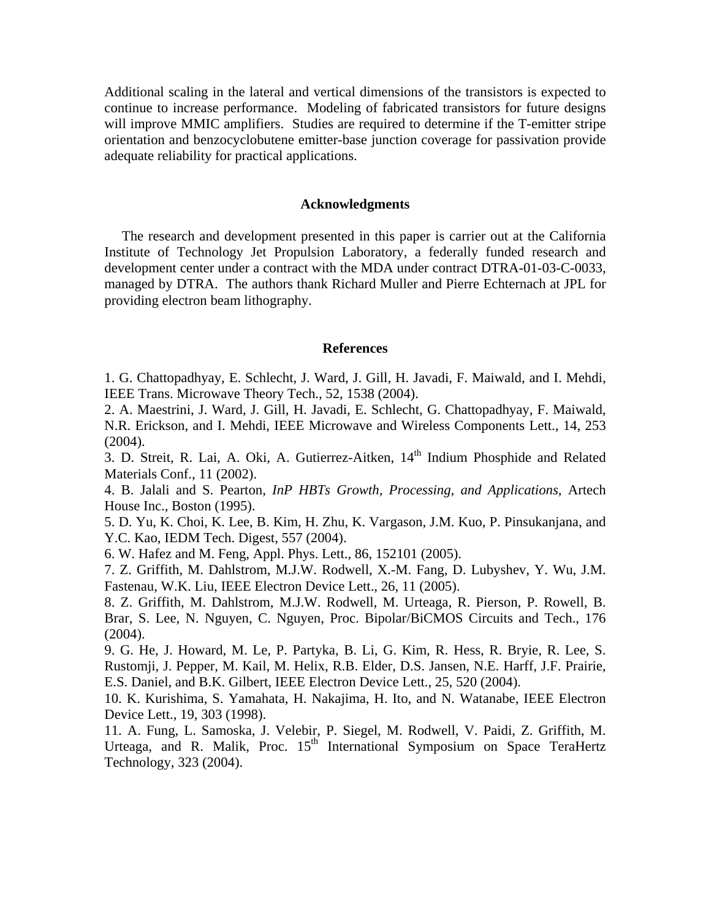Additional scaling in the lateral and vertical dimensions of the transistors is expected to continue to increase performance. Modeling of fabricated transistors for future designs will improve MMIC amplifiers. Studies are required to determine if the T-emitter stripe orientation and benzocyclobutene emitter-base junction coverage for passivation provide adequate reliability for practical applications.

## Acknowledgments

The research and development presented in this paper is carrier out at the California Institute of Technology Jet Propulsion Laboratory, a federally funded research and development center under a contract with the MDA under contract DTRA-01-03-C-0033, managed by DTRA. The authors thank Richard Muller and Pierre Echternach at JPL for providing electron beam lithography.

## References

1. G. Chattopadhyay, E. Schlecht, J. Ward, J. Gill, H. Javadi, F. Maiwald, and I. Mehdi, IEEE Trans. Microwave Theory Tech., 52, 1538 (2004).
2. A. Maestrini, J. Ward, J. Gill, H. Javadi, E. Schlecht, G. Chattopadhyay, F. Maiwald, N.R. Erickson, and I. Mehdi, IEEE Microwave and Wireless Components Lett., 14, 253 (2004).
3. D. Streit, R. Lai, A. Oki, A. Gutierrez-Aitken, 14th Indium Phosphide and Related Materials Conf., 11 (2002).
4. B. Jalali and S. Pearton, *InP HBTs Growth, Processing, and Applications*, Artech House Inc., Boston (1995).
5. D. Yu, K. Choi, K. Lee, B. Kim, H. Zhu, K. Vargason, J.M. Kuo, P. Pinsukanjana, and Y.C. Kao, IEDM Tech. Digest, 557 (2004).
6. W. Hafez and M. Feng, Appl. Phys. Lett., 86, 152101 (2005).
7. Z. Griffith, M. Dahlstrom, M.J.W. Rodwell, X.-M. Fang, D. Lubyshev, Y. Wu, J.M. Fastenau, W.K. Liu, IEEE Electron Device Lett., 26, 11 (2005).
8. Z. Griffith, M. Dahlstrom, M.J.W. Rodwell, M. Urteaga, R. Pierson, P. Rowell, B. Brar, S. Lee, N. Nguyen, C. Nguyen, Proc. Bipolar/BiCMOS Circuits and Tech., 176 (2004).
9. G. He, J. Howard, M. Le, P. Partyka, B. Li, G. Kim, R. Hess, R. Bryie, R. Lee, S. Rustomji, J. Pepper, M. Kail, M. Helix, R.B. Elder, D.S. Jansen, N.E. Harff, J.F. Prairie, E.S. Daniel, and B.K. Gilbert, IEEE Electron Device Lett., 25, 520 (2004).
10. K. Kurishima, S. Yamahata, H. Nakajima, H. Ito, and N. Watanabe, IEEE Electron Device Lett., 19, 303 (1998).
11. A. Fung, L. Samoska, J. Velebir, P. Siegel, M. Rodwell, V. Paidi, Z. Griffith, M. Urteaga, and R. Malik, Proc. 15th International Symposium on Space TeraHertz Technology, 323 (2004).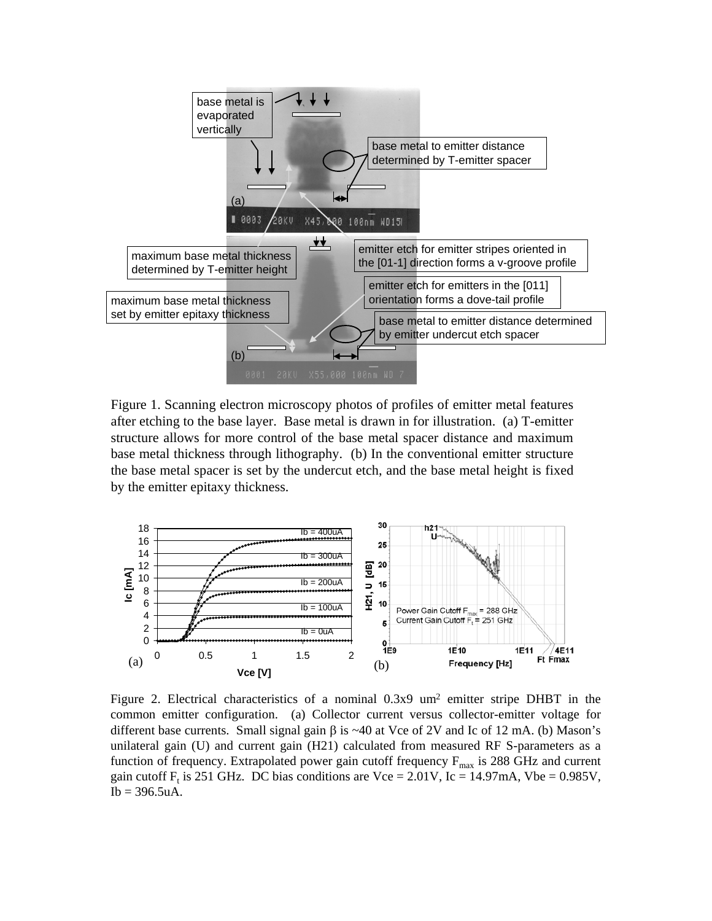Figure 1. Scanning electron microscopy photos of profiles of emitter metal features after etching to the base layer. Base metal is drawn in for illustration. (a) T-emitter structure allows for more control of the base metal spacer distance and maximum base metal thickness through lithography. (b) In the conventional emitter structure the base metal spacer is set by the undercut etch, and the base metal height is fixed by the emitter epitaxy thickness.

Figure 2. Electrical characteristics of a nominal 0.3x9 um[2] emitter stripe DHBT in the common emitter configuration. (a) Collector current versus collector-emitter voltage for different base currents. Small signal gain $\beta$ is ~40 at Vce of 2V and Ic of 12 mA. (b) Mason's unilateral gain (U) and current gain (H21) calculated from measured RF S-parameters as a function of frequency. Extrapolated power gain cutoff frequency $F_{max}$ is 288 GHz and current gain cutoff $F_t$ is 251 GHz. DC bias conditions are Vce = 2.01V, Ic = 14.97mA, Vbe = 0.985V, Ib = 396.5uA.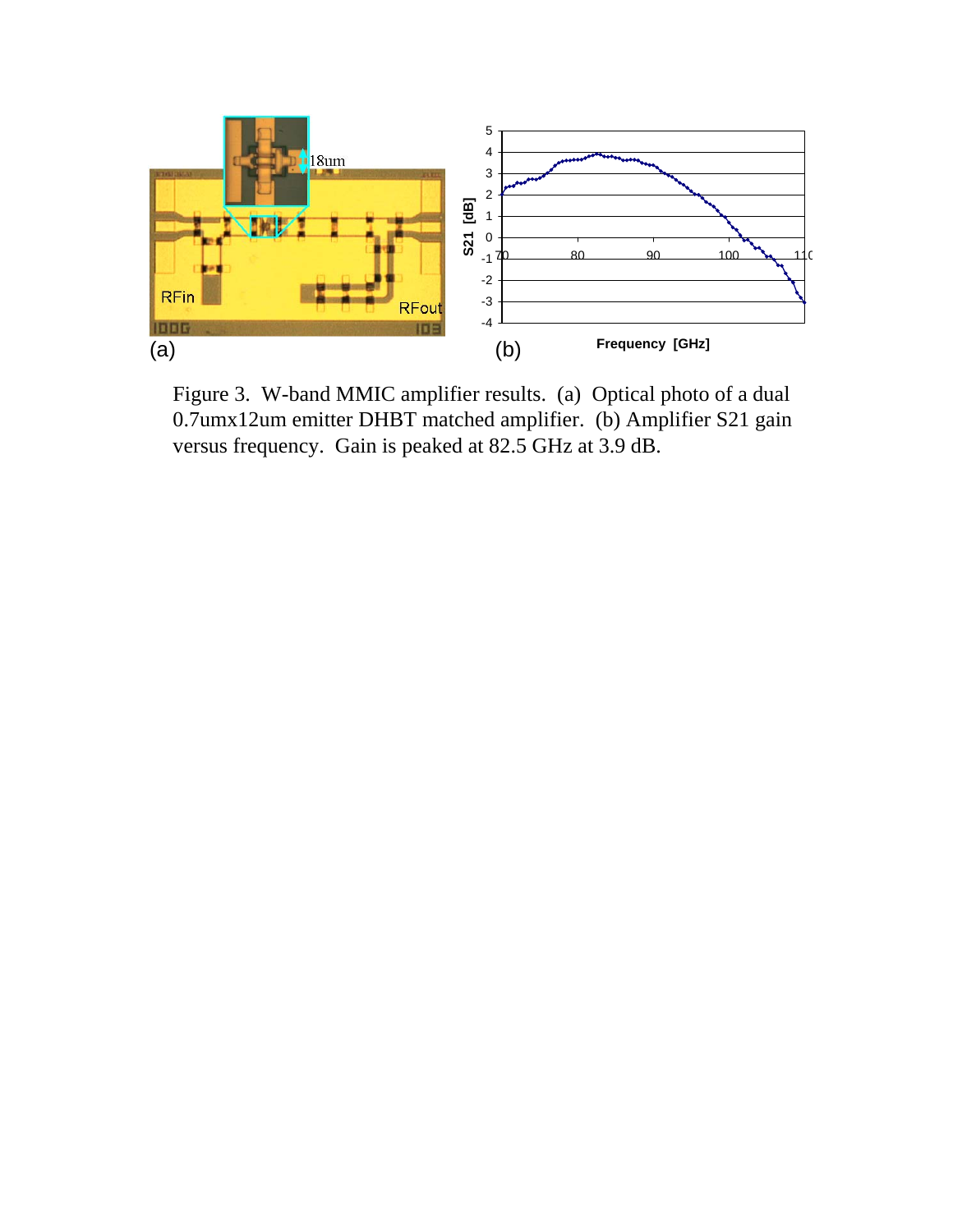18um

RFin

RFout

(a)

5
4
3
2
1
0
-1
-2
-3
-4

S21 [dB]

70
80
90
100
110

Frequency [GHz]

(b)

Figure 3. W-band MMIC amplifier results. (a) Optical photo of a dual 0.7umx12um emitter DHBT matched amplifier. (b) Amplifier S21 gain versus frequency. Gain is peaked at 82.5 GHz at 3.9 dB.